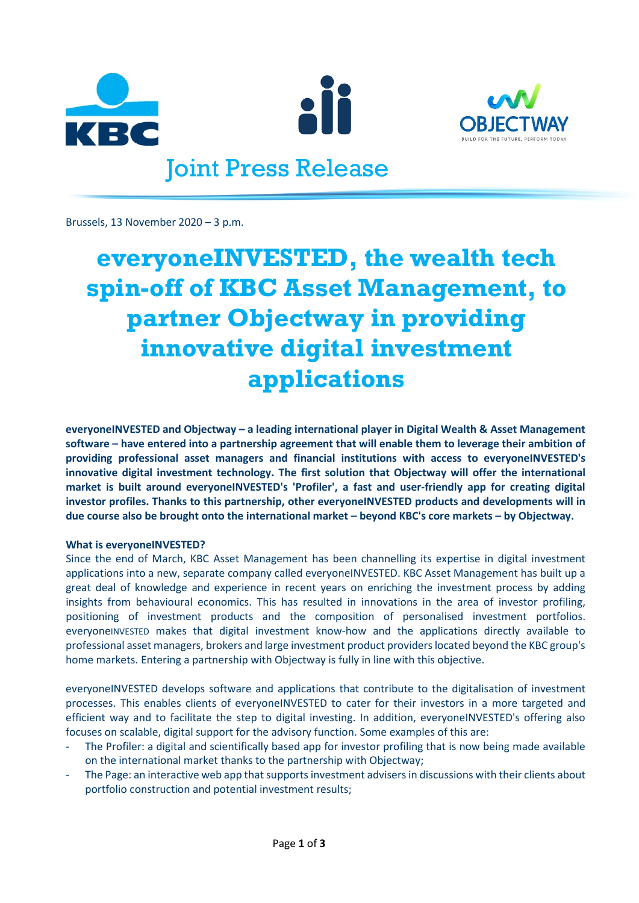Joint Press Release

Brussels, 13 November 2020 – 3 p.m.

# everyoneINVESTED, the wealth tech spin-off of KBC Asset Management, to partner Objectway in providing innovative digital investment applications

**everyoneINVESTED and Objectway – a leading international player in Digital Wealth & Asset Management software – have entered into a partnership agreement that will enable them to leverage their ambition of providing professional asset managers and financial institutions with access to everyoneINVESTED's innovative digital investment technology. The first solution that Objectway will offer the international market is built around everyoneINVESTED's 'Profiler', a fast and user-friendly app for creating digital investor profiles. Thanks to this partnership, other everyoneINVESTED products and developments will in due course also be brought onto the international market – beyond KBC's core markets – by Objectway.**

**What is everyoneINVESTED?**

Since the end of March, KBC Asset Management has been channelling its expertise in digital investment applications into a new, separate company called everyoneINVESTED. KBC Asset Management has built up a great deal of knowledge and experience in recent years on enriching the investment process by adding insights from behavioural economics. This has resulted in innovations in the area of investor profiling, positioning of investment products and the composition of personalised investment portfolios. everyoneINVESTED makes that digital investment know-how and the applications directly available to professional asset managers, brokers and large investment product providers located beyond the KBC group's home markets. Entering a partnership with Objectway is fully in line with this objective.

everyoneINVESTED develops software and applications that contribute to the digitalisation of investment processes. This enables clients of everyoneINVESTED to cater for their investors in a more targeted and efficient way and to facilitate the step to digital investing. In addition, everyoneINVESTED's offering also focuses on scalable, digital support for the advisory function. Some examples of this are:

- The Profiler: a digital and scientifically based app for investor profiling that is now being made available on the international market thanks to the partnership with Objectway;
- The Page: an interactive web app that supports investment advisers in discussions with their clients about portfolio construction and potential investment results;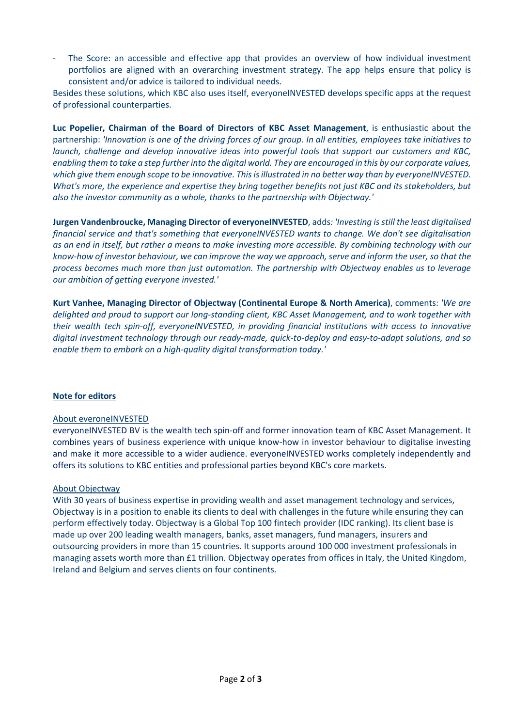- The Score: an accessible and effective app that provides an overview of how individual investment portfolios are aligned with an overarching investment strategy. The app helps ensure that policy is consistent and/or advice is tailored to individual needs.

Besides these solutions, which KBC also uses itself, everyoneINVESTED develops specific apps at the request of professional counterparties.

**Luc Popelier, Chairman of the Board of Directors of KBC Asset Management**, is enthusiastic about the partnership: *'Innovation is one of the driving forces of our group. In all entities, employees take initiatives to launch, challenge and develop innovative ideas into powerful tools that support our customers and KBC, enabling them to take a step further into the digital world. They are encouraged in this by our corporate values, which give them enough scope to be innovative. This is illustrated in no better way than by everyoneINVESTED. What's more, the experience and expertise they bring together benefits not just KBC and its stakeholders, but also the investor community as a whole, thanks to the partnership with Objectway.'*

**Jurgen Vandenbroucke, Managing Director of everyoneINVESTED**, adds: *'Investing is still the least digitalised financial service and that's something that everyoneINVESTED wants to change. We don't see digitalisation as an end in itself, but rather a means to make investing more accessible. By combining technology with our know-how of investor behaviour, we can improve the way we approach, serve and inform the user, so that the process becomes much more than just automation. The partnership with Objectway enables us to leverage our ambition of getting everyone invested.'*

**Kurt Vanhee, Managing Director of Objectway (Continental Europe & North America)**, comments: *'We are delighted and proud to support our long-standing client, KBC Asset Management, and to work together with their wealth tech spin-off, everyoneINVESTED, in providing financial institutions with access to innovative digital investment technology through our ready-made, quick-to-deploy and easy-to-adapt solutions, and so enable them to embark on a high-quality digital transformation today.'*

**Note for editors**

About everoneINVESTED

everyoneINVESTED BV is the wealth tech spin-off and former innovation team of KBC Asset Management. It combines years of business experience with unique know-how in investor behaviour to digitalise investing and make it more accessible to a wider audience. everyoneINVESTED works completely independently and offers its solutions to KBC entities and professional parties beyond KBC's core markets.

About Objectway

With 30 years of business expertise in providing wealth and asset management technology and services, Objectway is in a position to enable its clients to deal with challenges in the future while ensuring they can perform effectively today. Objectway is a Global Top 100 fintech provider (IDC ranking). Its client base is made up over 200 leading wealth managers, banks, asset managers, fund managers, insurers and outsourcing providers in more than 15 countries. It supports around 100 000 investment professionals in managing assets worth more than £1 trillion. Objectway operates from offices in Italy, the United Kingdom, Ireland and Belgium and serves clients on four continents.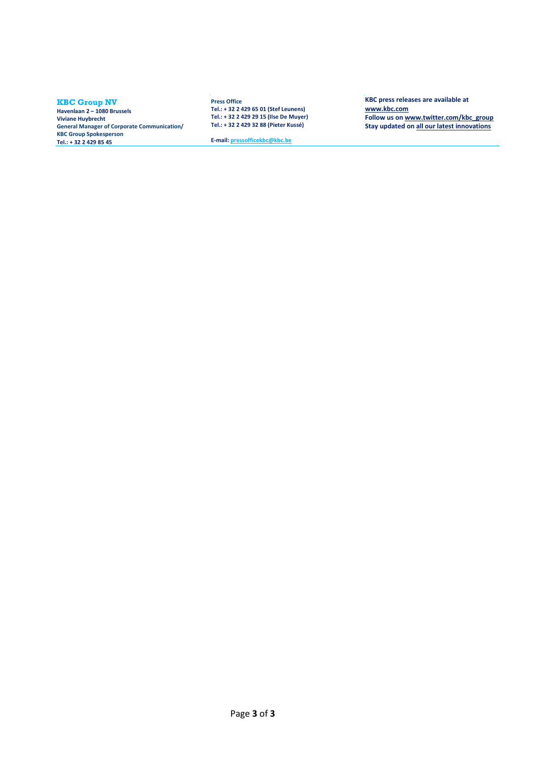**KBC Group NV**
**Havenlaan 2 – 1080 Brussels**
**Viviane Huybrecht**
**General Manager of Corporate Communication/**
**KBC Group Spokesperson**
**Tel.: + 32 2 429 85 45**

**Press Office**
**Tel.: + 32 2 429 65 01 (Stef Leunens)**
**Tel.: + 32 2 429 29 15 (Ilse De Muyer)**
**Tel.: + 32 2 429 32 88 (Pieter Kussé)**

**E-mail: pressofficekbc@kbc.be**

**KBC press releases are available at www.kbc.com**
**Follow us on www.twitter.com/kbc_group**
**Stay updated on all our latest innovations**